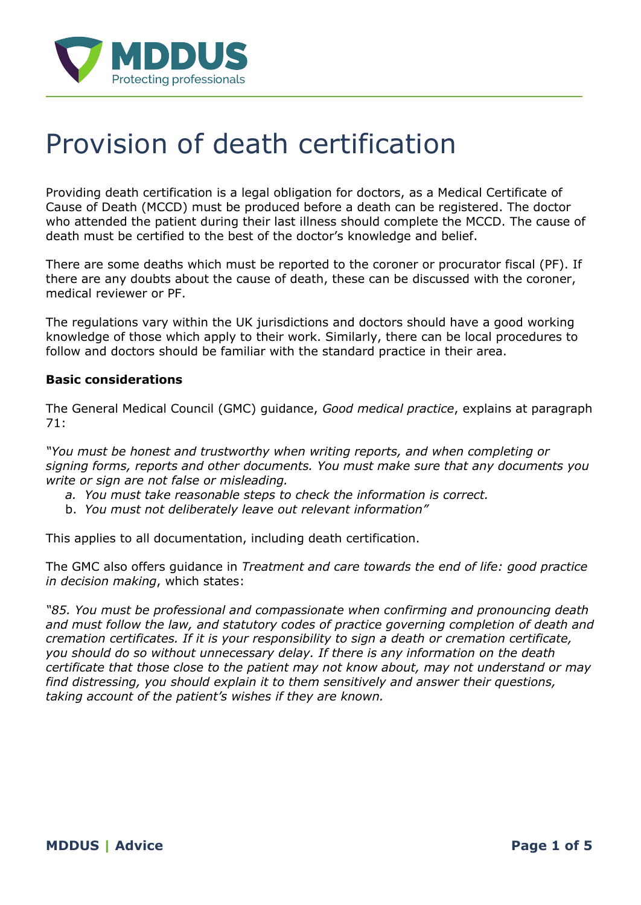MDDUS
Protecting professionals

# Provision of death certification

Providing death certification is a legal obligation for doctors, as a Medical Certificate of Cause of Death (MCCD) must be produced before a death can be registered. The doctor who attended the patient during their last illness should complete the MCCD. The cause of death must be certified to the best of the doctor's knowledge and belief.

There are some deaths which must be reported to the coroner or procurator fiscal (PF). If there are any doubts about the cause of death, these can be discussed with the coroner, medical reviewer or PF.

The regulations vary within the UK jurisdictions and doctors should have a good working knowledge of those which apply to their work. Similarly, there can be local procedures to follow and doctors should be familiar with the standard practice in their area.

**Basic considerations**

The General Medical Council (GMC) guidance, *Good medical practice*, explains at paragraph 71:

*"You must be honest and trustworthy when writing reports, and when completing or signing forms, reports and other documents. You must make sure that any documents you write or sign are not false or misleading.*

*a. You must take reasonable steps to check the information is correct.*
*b. You must not deliberately leave out relevant information"*

This applies to all documentation, including death certification.

The GMC also offers guidance in *Treatment and care towards the end of life: good practice in decision making*, which states:

*"85. You must be professional and compassionate when confirming and pronouncing death and must follow the law, and statutory codes of practice governing completion of death and cremation certificates. If it is your responsibility to sign a death or cremation certificate, you should do so without unnecessary delay. If there is any information on the death certificate that those close to the patient may not know about, may not understand or may find distressing, you should explain it to them sensitively and answer their questions, taking account of the patient's wishes if they are known.*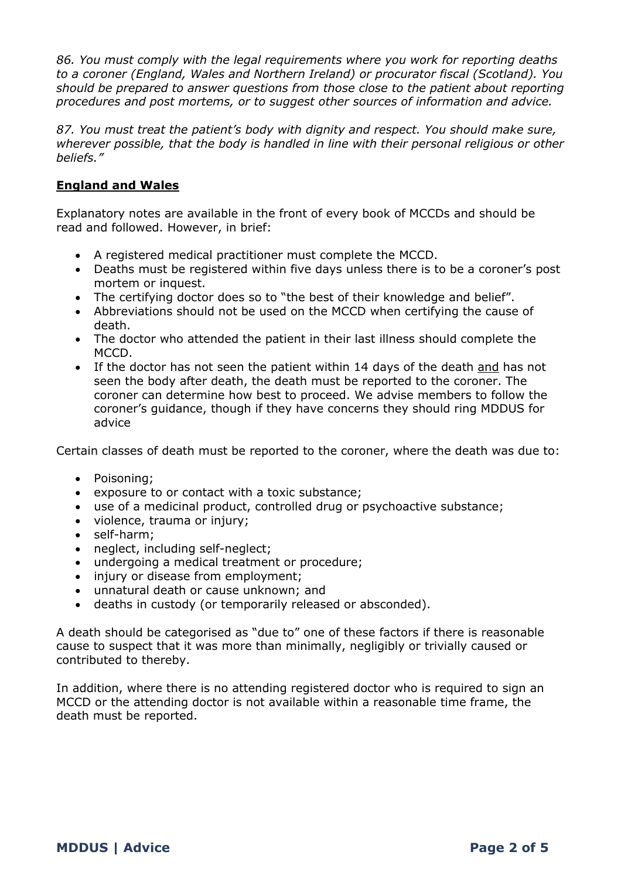*86. You must comply with the legal requirements where you work for reporting deaths to a coroner (England, Wales and Northern Ireland) or procurator fiscal (Scotland). You should be prepared to answer questions from those close to the patient about reporting procedures and post mortems, or to suggest other sources of information and advice.*

*87. You must treat the patient's body with dignity and respect. You should make sure, wherever possible, that the body is handled in line with their personal religious or other beliefs."*

## England and Wales

Explanatory notes are available in the front of every book of MCCDs and should be read and followed. However, in brief:

- A registered medical practitioner must complete the MCCD.
- Deaths must be registered within five days unless there is to be a coroner's post mortem or inquest.
- The certifying doctor does so to "the best of their knowledge and belief".
- Abbreviations should not be used on the MCCD when certifying the cause of death.
- The doctor who attended the patient in their last illness should complete the MCCD.
- If the doctor has not seen the patient within 14 days of the death and has not seen the body after death, the death must be reported to the coroner. The coroner can determine how best to proceed. We advise members to follow the coroner's guidance, though if they have concerns they should ring MDDUS for advice

Certain classes of death must be reported to the coroner, where the death was due to:

- Poisoning;
- exposure to or contact with a toxic substance;
- use of a medicinal product, controlled drug or psychoactive substance;
- violence, trauma or injury;
- self-harm;
- neglect, including self-neglect;
- undergoing a medical treatment or procedure;
- injury or disease from employment;
- unnatural death or cause unknown; and
- deaths in custody (or temporarily released or absconded).

A death should be categorised as "due to" one of these factors if there is reasonable cause to suspect that it was more than minimally, negligibly or trivially caused or contributed to thereby.

In addition, where there is no attending registered doctor who is required to sign an MCCD or the attending doctor is not available within a reasonable time frame, the death must be reported.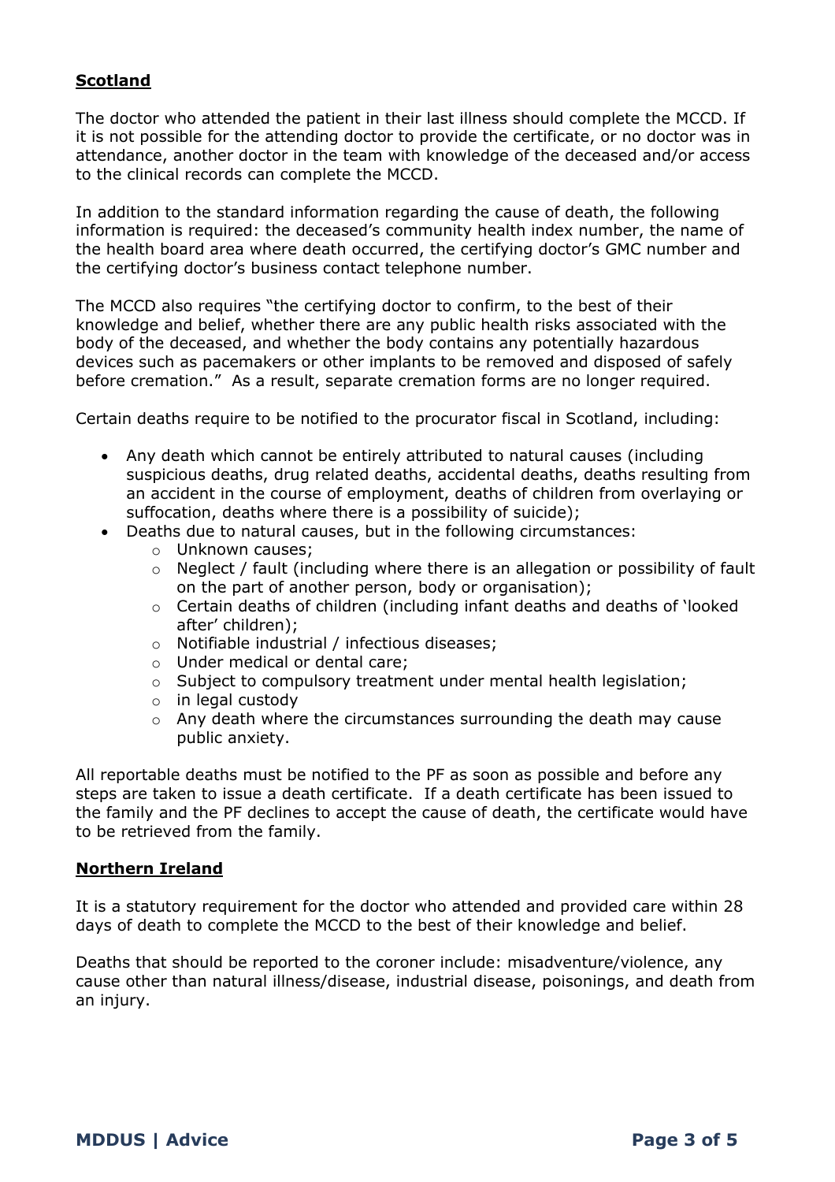## **Scotland**

The doctor who attended the patient in their last illness should complete the MCCD. If it is not possible for the attending doctor to provide the certificate, or no doctor was in attendance, another doctor in the team with knowledge of the deceased and/or access to the clinical records can complete the MCCD.

In addition to the standard information regarding the cause of death, the following information is required: the deceased's community health index number, the name of the health board area where death occurred, the certifying doctor's GMC number and the certifying doctor's business contact telephone number.

The MCCD also requires "the certifying doctor to confirm, to the best of their knowledge and belief, whether there are any public health risks associated with the body of the deceased, and whether the body contains any potentially hazardous devices such as pacemakers or other implants to be removed and disposed of safely before cremation." As a result, separate cremation forms are no longer required.

Certain deaths require to be notified to the procurator fiscal in Scotland, including:

- Any death which cannot be entirely attributed to natural causes (including suspicious deaths, drug related deaths, accidental deaths, deaths resulting from an accident in the course of employment, deaths of children from overlaying or suffocation, deaths where there is a possibility of suicide);
- Deaths due to natural causes, but in the following circumstances:
  - Unknown causes;
  - Neglect / fault (including where there is an allegation or possibility of fault on the part of another person, body or organisation);
  - Certain deaths of children (including infant deaths and deaths of 'looked after' children);
  - Notifiable industrial / infectious diseases;
  - Under medical or dental care;
  - Subject to compulsory treatment under mental health legislation;
  - in legal custody
  - Any death where the circumstances surrounding the death may cause public anxiety.

All reportable deaths must be notified to the PF as soon as possible and before any steps are taken to issue a death certificate. If a death certificate has been issued to the family and the PF declines to accept the cause of death, the certificate would have to be retrieved from the family.

## **Northern Ireland**

It is a statutory requirement for the doctor who attended and provided care within 28 days of death to complete the MCCD to the best of their knowledge and belief.

Deaths that should be reported to the coroner include: misadventure/violence, any cause other than natural illness/disease, industrial disease, poisonings, and death from an injury.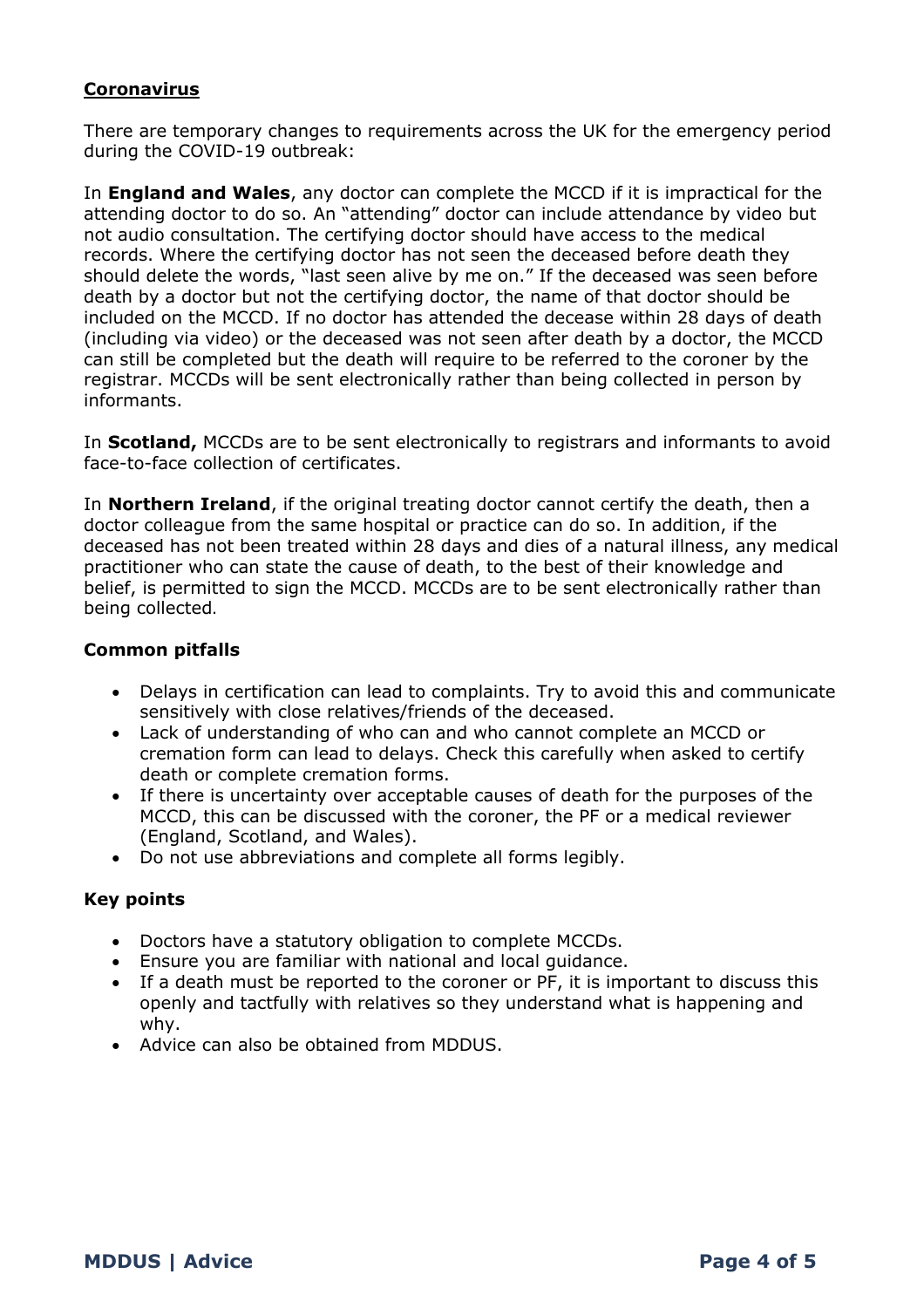## Coronavirus

There are temporary changes to requirements across the UK for the emergency period during the COVID-19 outbreak:

In **England and Wales**, any doctor can complete the MCCD if it is impractical for the attending doctor to do so. An "attending" doctor can include attendance by video but not audio consultation. The certifying doctor should have access to the medical records. Where the certifying doctor has not seen the deceased before death they should delete the words, "last seen alive by me on." If the deceased was seen before death by a doctor but not the certifying doctor, the name of that doctor should be included on the MCCD. If no doctor has attended the decease within 28 days of death (including via video) or the deceased was not seen after death by a doctor, the MCCD can still be completed but the death will require to be referred to the coroner by the registrar. MCCDs will be sent electronically rather than being collected in person by informants.

In **Scotland,** MCCDs are to be sent electronically to registrars and informants to avoid face-to-face collection of certificates.

In **Northern Ireland**, if the original treating doctor cannot certify the death, then a doctor colleague from the same hospital or practice can do so. In addition, if the deceased has not been treated within 28 days and dies of a natural illness, any medical practitioner who can state the cause of death, to the best of their knowledge and belief, is permitted to sign the MCCD. MCCDs are to be sent electronically rather than being collected.

### Common pitfalls

- Delays in certification can lead to complaints. Try to avoid this and communicate sensitively with close relatives/friends of the deceased.
- Lack of understanding of who can and who cannot complete an MCCD or cremation form can lead to delays. Check this carefully when asked to certify death or complete cremation forms.
- If there is uncertainty over acceptable causes of death for the purposes of the MCCD, this can be discussed with the coroner, the PF or a medical reviewer (England, Scotland, and Wales).
- Do not use abbreviations and complete all forms legibly.

### Key points

- Doctors have a statutory obligation to complete MCCDs.
- Ensure you are familiar with national and local guidance.
- If a death must be reported to the coroner or PF, it is important to discuss this openly and tactfully with relatives so they understand what is happening and why.
- Advice can also be obtained from MDDUS.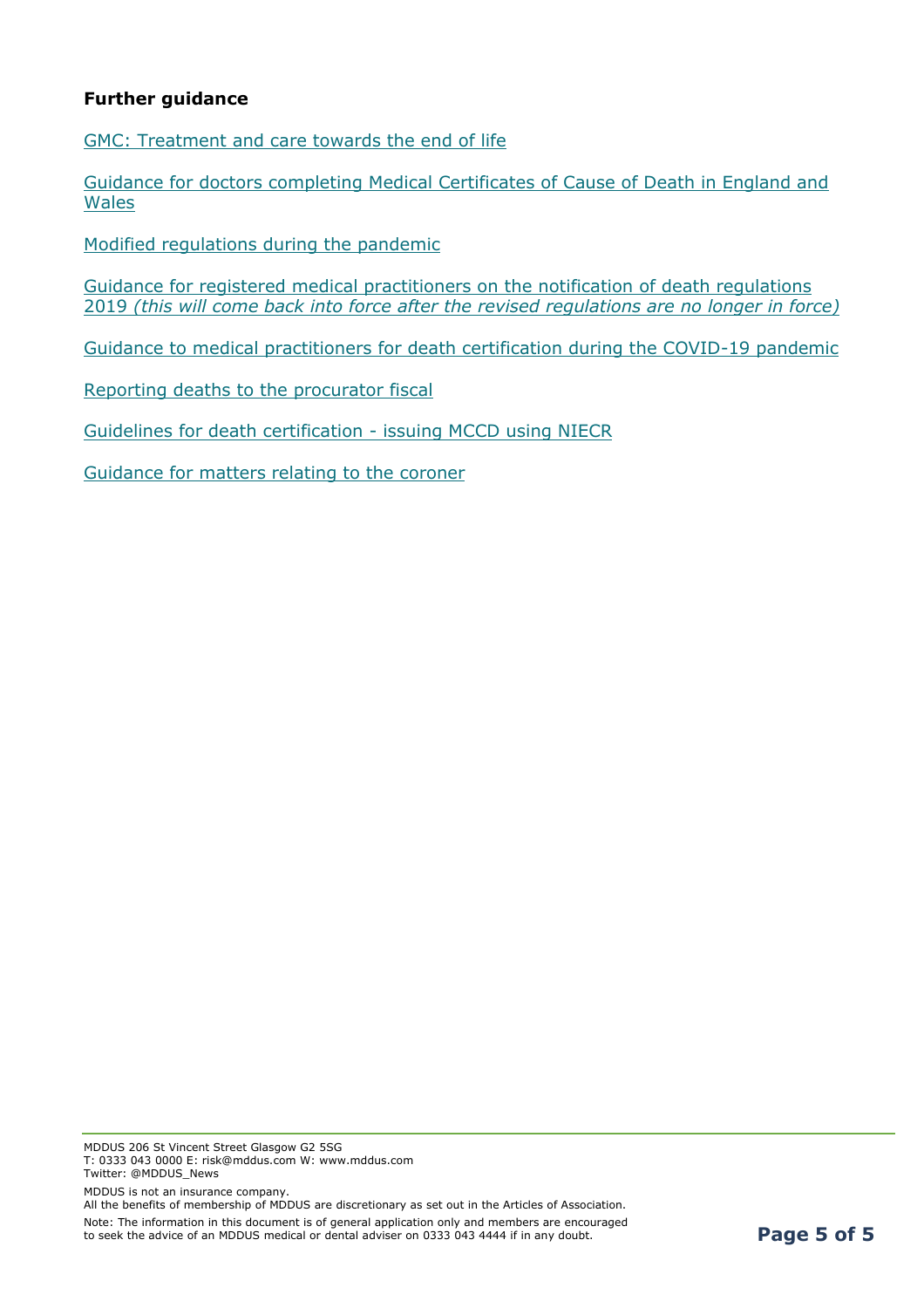**Further guidance**

GMC: Treatment and care towards the end of life

Guidance for doctors completing Medical Certificates of Cause of Death in England and Wales

Modified regulations during the pandemic

Guidance for registered medical practitioners on the notification of death regulations 2019 *(this will come back into force after the revised regulations are no longer in force)*

Guidance to medical practitioners for death certification during the COVID-19 pandemic

Reporting deaths to the procurator fiscal

Guidelines for death certification - issuing MCCD using NIECR

Guidance for matters relating to the coroner

MDDUS 206 St Vincent Street Glasgow G2 5SG
T: 0333 043 0000 E: risk@mddus.com W: www.mddus.com
Twitter: @MDDUS_News

MDDUS is not an insurance company.
All the benefits of membership of MDDUS are discretionary as set out in the Articles of Association.

Note: The information in this document is of general application only and members are encouraged to seek the advice of an MDDUS medical or dental adviser on 0333 043 4444 if in any doubt.